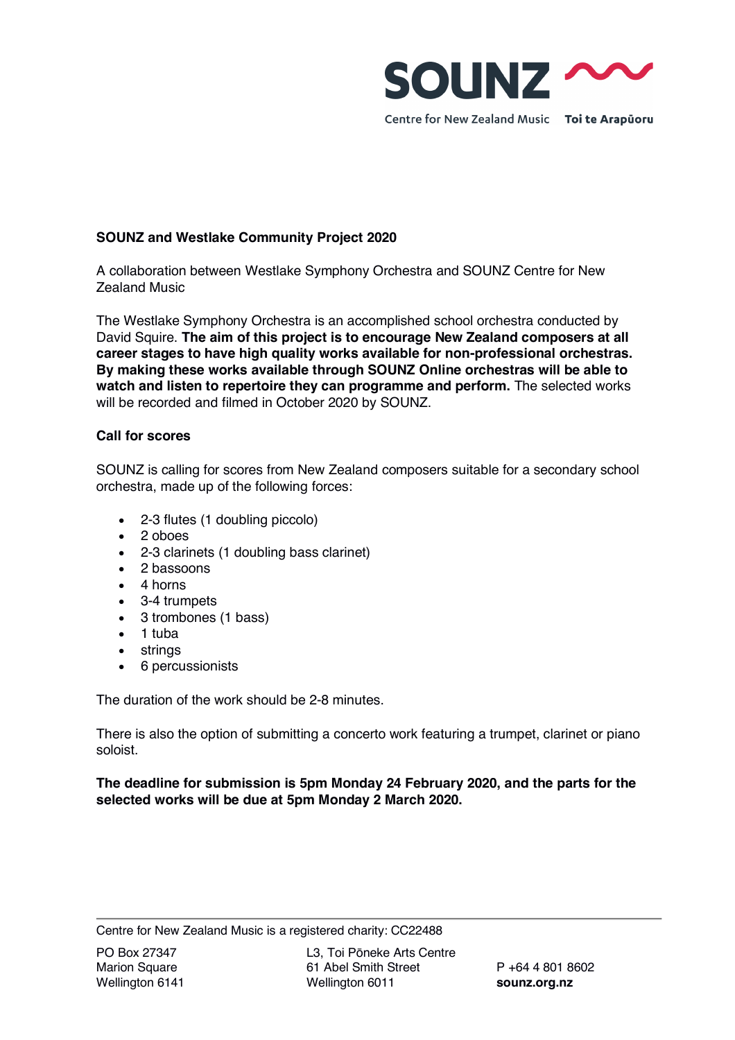SOUNZ

Centre for New Zealand Music Toi te Arapūoru

**SOUNZ and Westlake Community Project 2020**

A collaboration between Westlake Symphony Orchestra and SOUNZ Centre for New Zealand Music

The Westlake Symphony Orchestra is an accomplished school orchestra conducted by David Squire. **The aim of this project is to encourage New Zealand composers at all career stages to have high quality works available for non-professional orchestras. By making these works available through SOUNZ Online orchestras will be able to watch and listen to repertoire they can programme and perform.** The selected works will be recorded and filmed in October 2020 by SOUNZ.

**Call for scores**

SOUNZ is calling for scores from New Zealand composers suitable for a secondary school orchestra, made up of the following forces:

- 2-3 flutes (1 doubling piccolo)
- 2 oboes
- 2-3 clarinets (1 doubling bass clarinet)
- 2 bassoons
- 4 horns
- 3-4 trumpets
- 3 trombones (1 bass)
- 1 tuba
- strings
- 6 percussionists

The duration of the work should be 2-8 minutes.

There is also the option of submitting a concerto work featuring a trumpet, clarinet or piano soloist.

**The deadline for submission is 5pm Monday 24 February 2020, and the parts for the selected works will be due at 5pm Monday 2 March 2020.**

Centre for New Zealand Music is a registered charity: CC22488

PO Box 27347
Marion Square
Wellington 6141

L3, Toi Pōneke Arts Centre
61 Abel Smith Street
Wellington 6011

P +64 4 801 8602
**sounz.org.nz**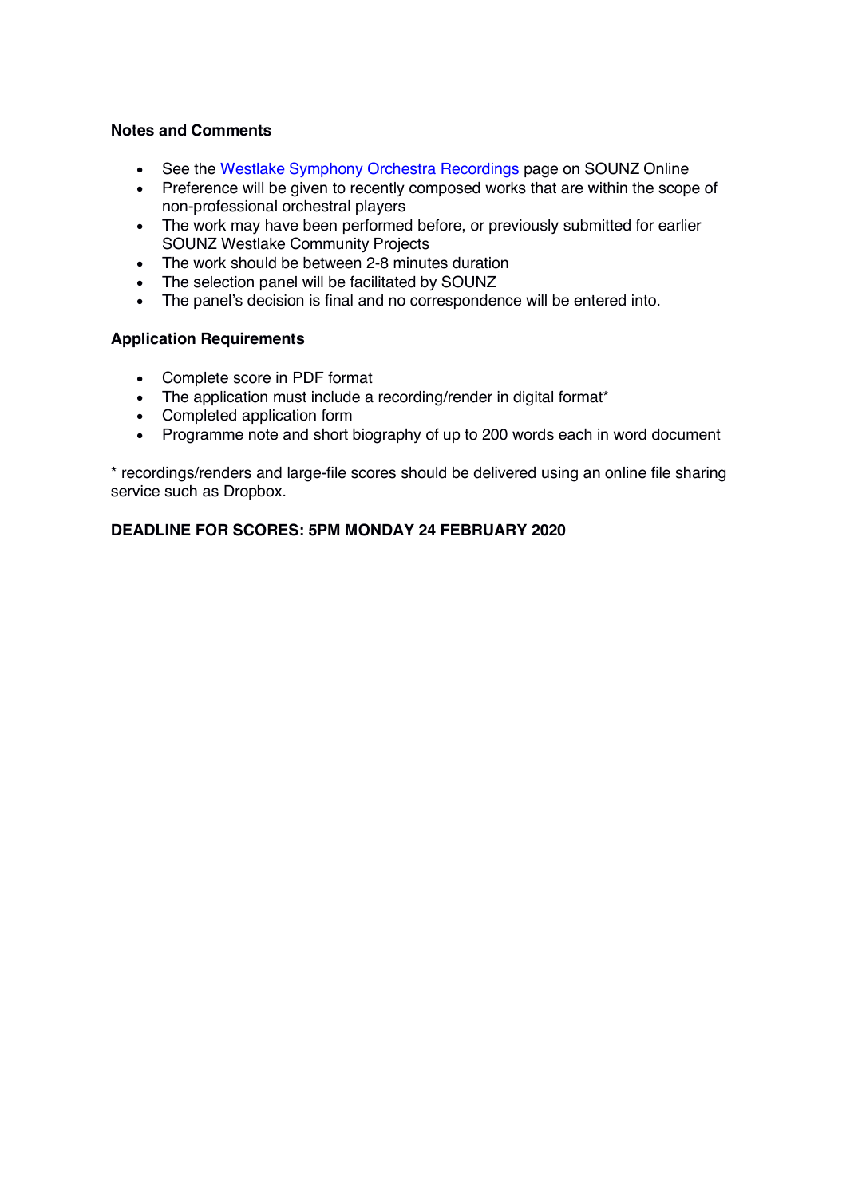**Notes and Comments**

- See the Westlake Symphony Orchestra Recordings page on SOUNZ Online
- Preference will be given to recently composed works that are within the scope of non-professional orchestral players
- The work may have been performed before, or previously submitted for earlier SOUNZ Westlake Community Projects
- The work should be between 2-8 minutes duration
- The selection panel will be facilitated by SOUNZ
- The panel's decision is final and no correspondence will be entered into.

**Application Requirements**

- Complete score in PDF format
- The application must include a recording/render in digital format*
- Completed application form
- Programme note and short biography of up to 200 words each in word document

* recordings/renders and large-file scores should be delivered using an online file sharing service such as Dropbox.

**DEADLINE FOR SCORES: 5PM MONDAY 24 FEBRUARY 2020**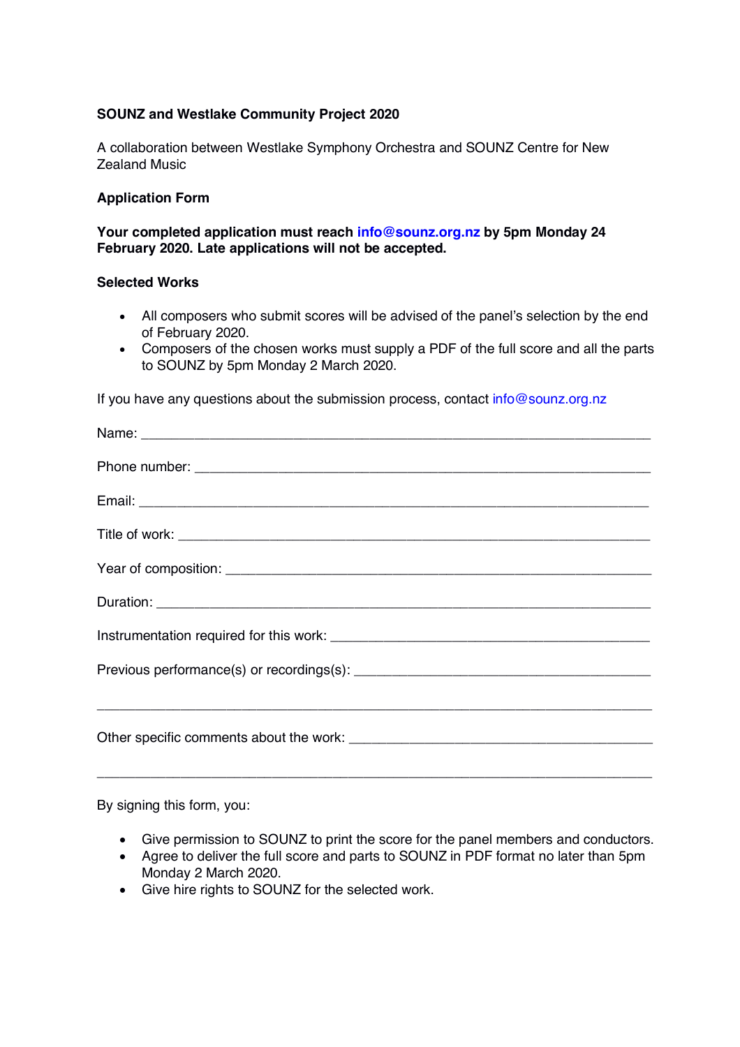**SOUNZ and Westlake Community Project 2020**

A collaboration between Westlake Symphony Orchestra and SOUNZ Centre for New Zealand Music

**Application Form**

**Your completed application must reach info@sounz.org.nz by 5pm Monday 24 February 2020. Late applications will not be accepted.**

**Selected Works**

- All composers who submit scores will be advised of the panel's selection by the end of February 2020.
- Composers of the chosen works must supply a PDF of the full score and all the parts to SOUNZ by 5pm Monday 2 March 2020.

If you have any questions about the submission process, contact info@sounz.org.nz

Name: ____________________________________________________________

Phone number: ______________________________________________________

Email: ____________________________________________________________

Title of work: _______________________________________________________

Year of composition: __________________________________________________

Duration: __________________________________________________________

Instrumentation required for this work: ____________________________________

Previous performance(s) or recordings(s): __________________________________

__________________________________________________________________

Other specific comments about the work: __________________________________

__________________________________________________________________

By signing this form, you:

- Give permission to SOUNZ to print the score for the panel members and conductors.
- Agree to deliver the full score and parts to SOUNZ in PDF format no later than 5pm Monday 2 March 2020.
- Give hire rights to SOUNZ for the selected work.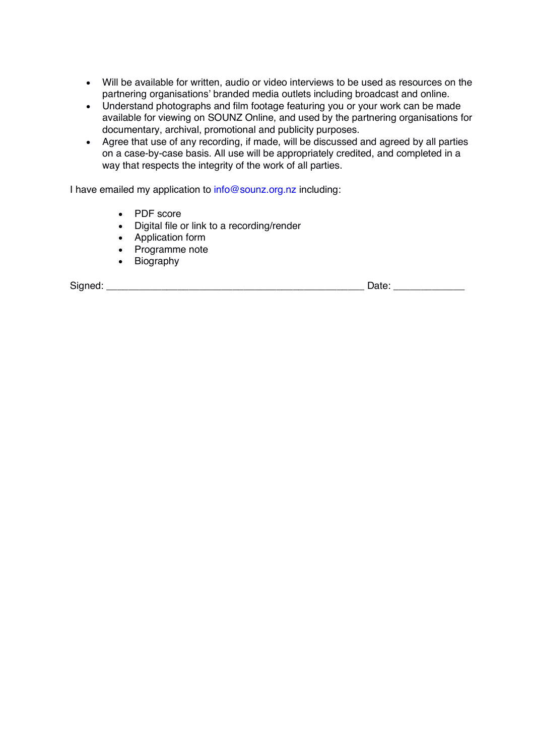- Will be available for written, audio or video interviews to be used as resources on the partnering organisations' branded media outlets including broadcast and online.
- Understand photographs and film footage featuring you or your work can be made available for viewing on SOUNZ Online, and used by the partnering organisations for documentary, archival, promotional and publicity purposes.
- Agree that use of any recording, if made, will be discussed and agreed by all parties on a case-by-case basis. All use will be appropriately credited, and completed in a way that respects the integrity of the work of all parties.

I have emailed my application to info@sounz.org.nz including:

- PDF score
- Digital file or link to a recording/render
- Application form
- Programme note
- Biography

Signed: _______________________________________________ Date: _____________